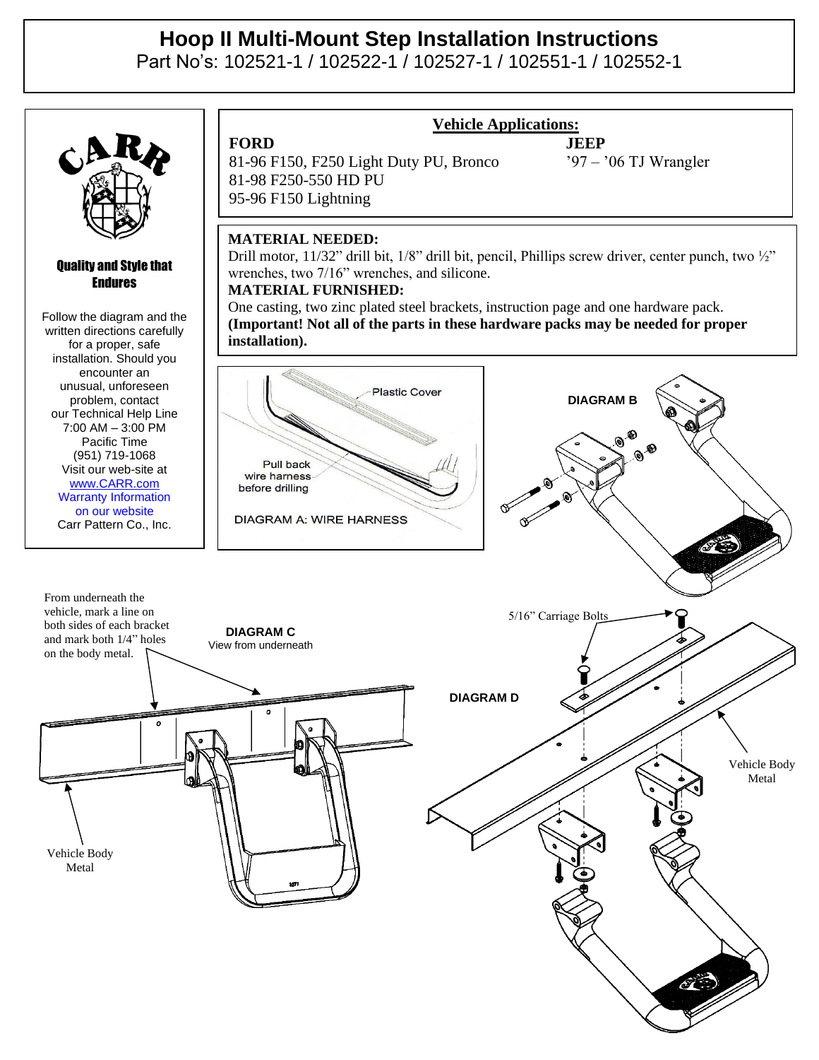# Hoop II Multi-Mount Step Installation Instructions

Part No's: 102521-1 / 102522-1 / 102527-1 / 102551-1 / 102552-1

CARR

**Quality and Style that Endures**

Follow the diagram and the written directions carefully for a proper, safe installation. Should you encounter an unusual, unforeseen problem, contact our Technical Help Line 7:00 AM – 3:00 PM Pacific Time (951) 719-1068
Visit our web-site at www.CARR.com
Warranty Information on our website
Carr Pattern Co., Inc.

## Vehicle Applications:

**FORD**
81-96 F150, F250 Light Duty PU, Bronco
81-98 F250-550 HD PU
95-96 F150 Lightning

**JEEP**
'97 – '06 TJ Wrangler

**MATERIAL NEEDED:**
Drill motor, 11/32" drill bit, 1/8" drill bit, pencil, Phillips screw driver, center punch, two ½" wrenches, two 7/16" wrenches, and silicone.

**MATERIAL FURNISHED:**
One casting, two zinc plated steel brackets, instruction page and one hardware pack. **(Important! Not all of the parts in these hardware packs may be needed for proper installation).**

Plastic Cover

Pull back wire harness before drilling

DIAGRAM A: WIRE HARNESS

**DIAGRAM B**

From underneath the vehicle, mark a line on both sides of each bracket and mark both 1/4" holes on the body metal.

**DIAGRAM C**
View from underneath

Vehicle Body Metal

5/16" Carriage Bolts

**DIAGRAM D**

Vehicle Body Metal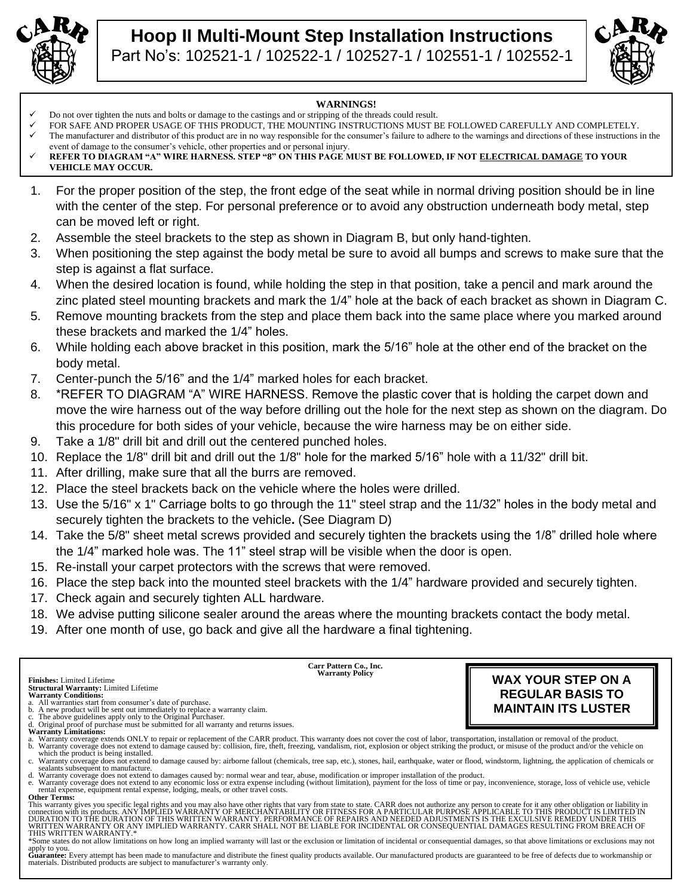# Hoop II Multi-Mount Step Installation Instructions

Part No's: 102521-1 / 102522-1 / 102527-1 / 102551-1 / 102552-1

**WARNINGS!**

- ✓ Do not over tighten the nuts and bolts or damage to the castings and or stripping of the threads could result.
- ✓ FOR SAFE AND PROPER USAGE OF THIS PRODUCT, THE MOUNTING INSTRUCTIONS MUST BE FOLLOWED CAREFULLY AND COMPLETELY.
- ✓ The manufacturer and distributor of this product are in no way responsible for the consumer's failure to adhere to the warnings and directions of these instructions in the event of damage to the consumer's vehicle, other properties and or personal injury.
- ✓ **REFER TO DIAGRAM "A" WIRE HARNESS. STEP "8" ON THIS PAGE MUST BE FOLLOWED, IF NOT <u>ELECTRICAL DAMAGE</u> TO YOUR VEHICLE MAY OCCUR.**

1. For the proper position of the step, the front edge of the seat while in normal driving position should be in line with the center of the step. For personal preference or to avoid any obstruction underneath body metal, step can be moved left or right.
2. Assemble the steel brackets to the step as shown in Diagram B, but only hand-tighten.
3. When positioning the step against the body metal be sure to avoid all bumps and screws to make sure that the step is against a flat surface.
4. When the desired location is found, while holding the step in that position, take a pencil and mark around the zinc plated steel mounting brackets and mark the 1/4" hole at the back of each bracket as shown in Diagram C.
5. Remove mounting brackets from the step and place them back into the same place where you marked around these brackets and marked the 1/4" holes.
6. While holding each above bracket in this position, mark the 5/16" hole at the other end of the bracket on the body metal.
7. Center-punch the 5/16" and the 1/4" marked holes for each bracket.
8. *REFER TO DIAGRAM "A" WIRE HARNESS. Remove the plastic cover that is holding the carpet down and move the wire harness out of the way before drilling out the hole for the next step as shown on the diagram. Do this procedure for both sides of your vehicle, because the wire harness may be on either side.
9. Take a 1/8" drill bit and drill out the centered punched holes.
10. Replace the 1/8" drill bit and drill out the 1/8" hole for the marked 5/16" hole with a 11/32" drill bit.
11. After drilling, make sure that all the burrs are removed.
12. Place the steel brackets back on the vehicle where the holes were drilled.
13. Use the 5/16" x 1" Carriage bolts to go through the 11" steel strap and the 11/32" holes in the body metal and securely tighten the brackets to the vehicle**.** (See Diagram D)
14. Take the 5/8" sheet metal screws provided and securely tighten the brackets using the 1/8" drilled hole where the 1/4" marked hole was. The 11" steel strap will be visible when the door is open.
15. Re-install your carpet protectors with the screws that were removed.
16. Place the step back into the mounted steel brackets with the 1/4" hardware provided and securely tighten.
17. Check again and securely tighten ALL hardware.
18. We advise putting silicone sealer around the areas where the mounting brackets contact the body metal.
19. After one month of use, go back and give all the hardware a final tightening.

**Carr Pattern Co., Inc.**
**Warranty Policy**

**WAX YOUR STEP ON A REGULAR BASIS TO MAINTAIN ITS LUSTER**

**Finishes:** Limited Lifetime
**Structural Warranty:** Limited Lifetime
**Warranty Conditions:**

a. All warranties start from consumer's date of purchase.
b. A new product will be sent out immediately to replace a warranty claim.
c. The above guidelines apply only to the Original Purchaser.
d. Original proof of purchase must be submitted for all warranty and returns issues.

**Warranty Limitations:**

a. Warranty coverage extends ONLY to repair or replacement of the CARR product. This warranty does not cover the cost of labor, transportation, installation or removal of the product.
b. Warranty coverage does not extend to damage caused by: collision, fire, theft, freezing, vandalism, riot, explosion or object striking the product, or misuse of the product and/or the vehicle on which the product is being installed.
c. Warranty coverage does not extend to damage caused by: airborne fallout (chemicals, tree sap, etc.), stones, hail, earthquake, water or flood, windstorm, lightning, the application of chemicals or sealants subsequent to manufacture.
d. Warranty coverage does not extend to damages caused by: normal wear and tear, abuse, modification or improper installation of the product.
e. Warranty coverage does not extend to any economic loss or extra expense including (without limitation), payment for the loss of time or pay, inconvenience, storage, loss of vehicle use, vehicle rental expense, equipment rental expense, lodging, meals, or other travel costs.

**Other Terms:**
This warranty gives you specific legal rights and you may also have other rights that vary from state to state. CARR does not authorize any person to create for it any other obligation or liability in connection with its products. ANY IMPLIED WARRANTY OF MERCHANTABILITY OR FITNESS FOR A PARTICULAR PURPOSE APPLICABLE TO THIS PRODUCT IS LIMITED IN DURATION TO THE DURATION OF THIS WRITTEN WARRANTY. PERFORMANCE OF REPAIRS AND NEEDED ADJUSTMENTS IS THE EXCLUSIVE REMEDY UNDER THIS WRITTEN WARRANTY OR ANY IMPLIED WARRANTY. CARR SHALL NOT BE LIABLE FOR INCIDENTAL OR CONSEQUENTIAL DAMAGES RESULTING FROM BREACH OF THIS WRITTEN WARRANTY.*
*Some states do not allow limitations on how long an implied warranty will last or the exclusion or limitation of incidental or consequential damages, so that above limitations or exclusions may not apply to you.
**Guarantee:** Every attempt has been made to manufacture and distribute the finest quality products available. Our manufactured products are guaranteed to be free of defects due to workmanship or materials. Distributed products are subject to manufacturer's warranty only.